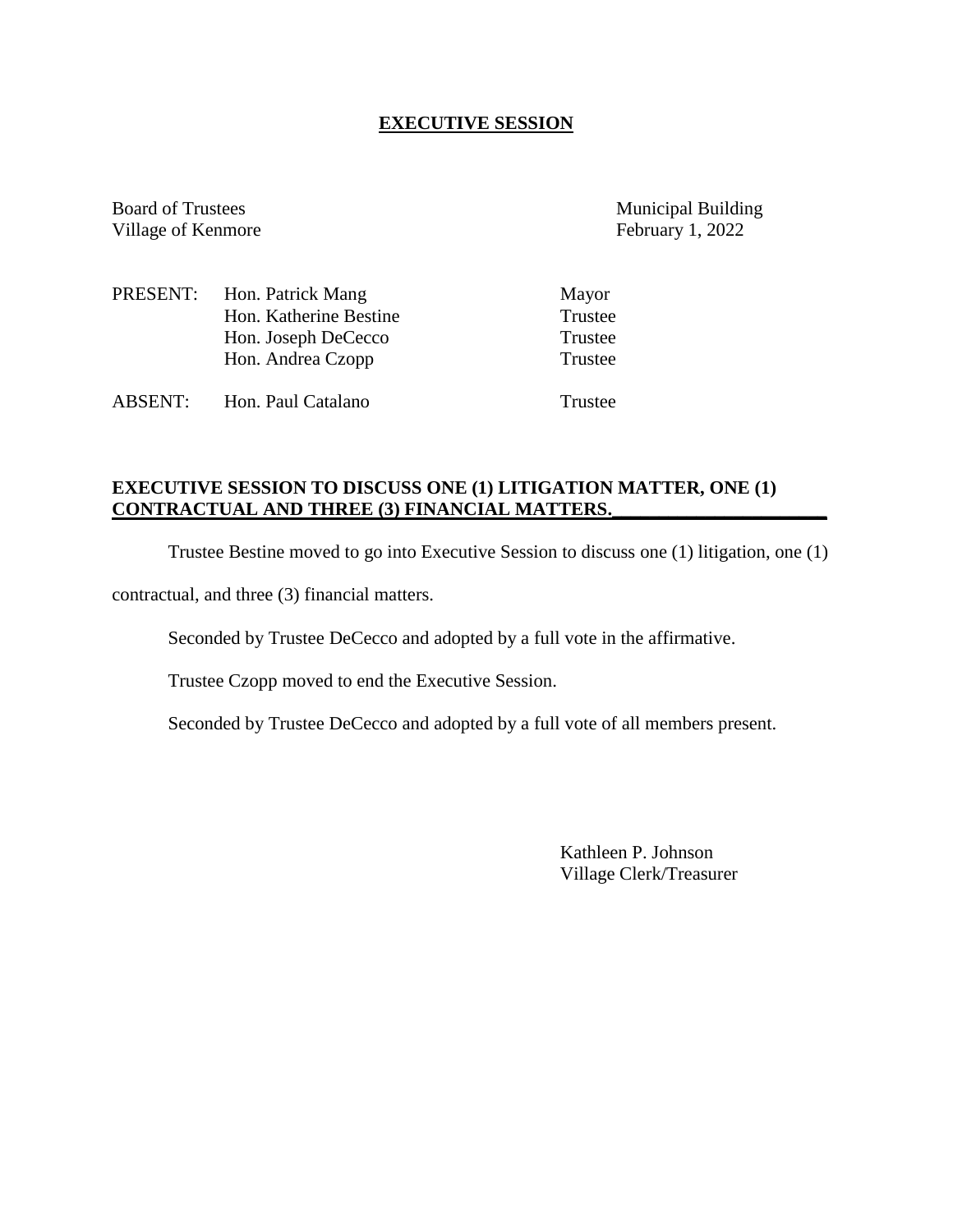# EXECUTIVE SESSION

Board of Trustees
Village of Kenmore

Municipal Building
February 1, 2022

| | | |
|---|---|---|
| PRESENT: | Hon. Patrick Mang | Mayor |
| | Hon. Katherine Bestine | Trustee |
| | Hon. Joseph DeCecco | Trustee |
| | Hon. Andrea Czopp | Trustee |
| ABSENT: | Hon. Paul Catalano | Trustee |

**EXECUTIVE SESSION TO DISCUSS ONE (1) LITIGATION MATTER, ONE (1) CONTRACTUAL AND THREE (3) FINANCIAL MATTERS.**

Trustee Bestine moved to go into Executive Session to discuss one (1) litigation, one (1) contractual, and three (3) financial matters.

Seconded by Trustee DeCecco and adopted by a full vote in the affirmative.

Trustee Czopp moved to end the Executive Session.

Seconded by Trustee DeCecco and adopted by a full vote of all members present.

Kathleen P. Johnson
Village Clerk/Treasurer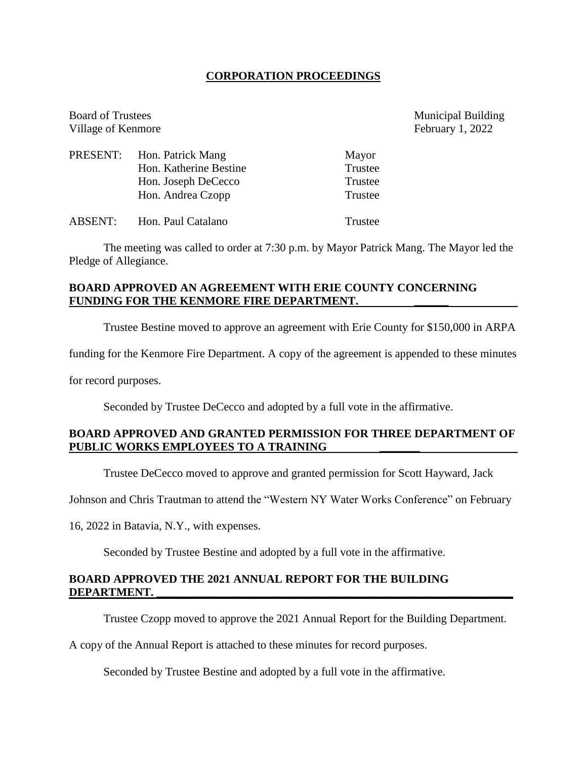# CORPORATION PROCEEDINGS

Board of Trustees
Village of Kenmore

Municipal Building
February 1, 2022

| | | |
|---|---|---|
| PRESENT: | Hon. Patrick Mang | Mayor |
| | Hon. Katherine Bestine | Trustee |
| | Hon. Joseph DeCecco | Trustee |
| | Hon. Andrea Czopp | Trustee |
| ABSENT: | Hon. Paul Catalano | Trustee |

The meeting was called to order at 7:30 p.m. by Mayor Patrick Mang. The Mayor led the Pledge of Allegiance.

**BOARD APPROVED AN AGREEMENT WITH ERIE COUNTY CONCERNING FUNDING FOR THE KENMORE FIRE DEPARTMENT.**

Trustee Bestine moved to approve an agreement with Erie County for $150,000 in ARPA funding for the Kenmore Fire Department. A copy of the agreement is appended to these minutes for record purposes.

Seconded by Trustee DeCecco and adopted by a full vote in the affirmative.

**BOARD APPROVED AND GRANTED PERMISSION FOR THREE DEPARTMENT OF PUBLIC WORKS EMPLOYEES TO A TRAINING**

Trustee DeCecco moved to approve and granted permission for Scott Hayward, Jack Johnson and Chris Trautman to attend the "Western NY Water Works Conference" on February 16, 2022 in Batavia, N.Y., with expenses.

Seconded by Trustee Bestine and adopted by a full vote in the affirmative.

**BOARD APPROVED THE 2021 ANNUAL REPORT FOR THE BUILDING DEPARTMENT.**

Trustee Czopp moved to approve the 2021 Annual Report for the Building Department. A copy of the Annual Report is attached to these minutes for record purposes.

Seconded by Trustee Bestine and adopted by a full vote in the affirmative.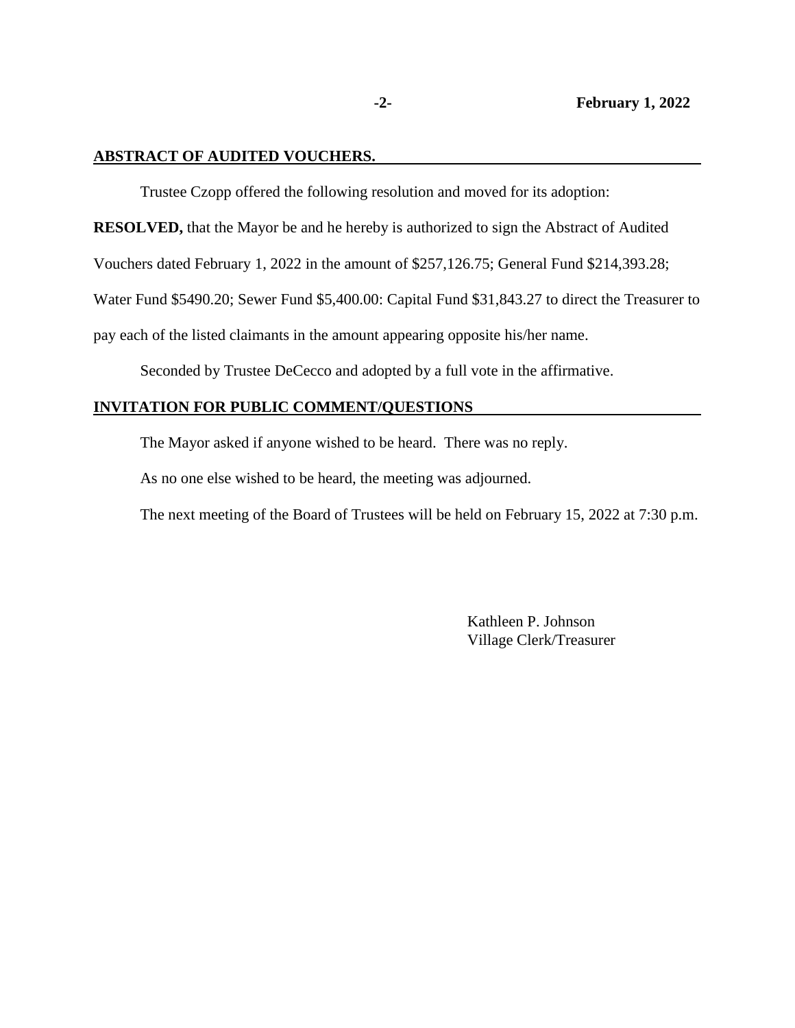**ABSTRACT OF AUDITED VOUCHERS.**

Trustee Czopp offered the following resolution and moved for its adoption:

**RESOLVED,** that the Mayor be and he hereby is authorized to sign the Abstract of Audited Vouchers dated February 1, 2022 in the amount of $257,126.75; General Fund $214,393.28; Water Fund $5490.20; Sewer Fund $5,400.00: Capital Fund $31,843.27 to direct the Treasurer to pay each of the listed claimants in the amount appearing opposite his/her name.

Seconded by Trustee DeCecco and adopted by a full vote in the affirmative.

**INVITATION FOR PUBLIC COMMENT/QUESTIONS**

The Mayor asked if anyone wished to be heard. There was no reply.

As no one else wished to be heard, the meeting was adjourned.

The next meeting of the Board of Trustees will be held on February 15, 2022 at 7:30 p.m.

Kathleen P. Johnson
Village Clerk/Treasurer